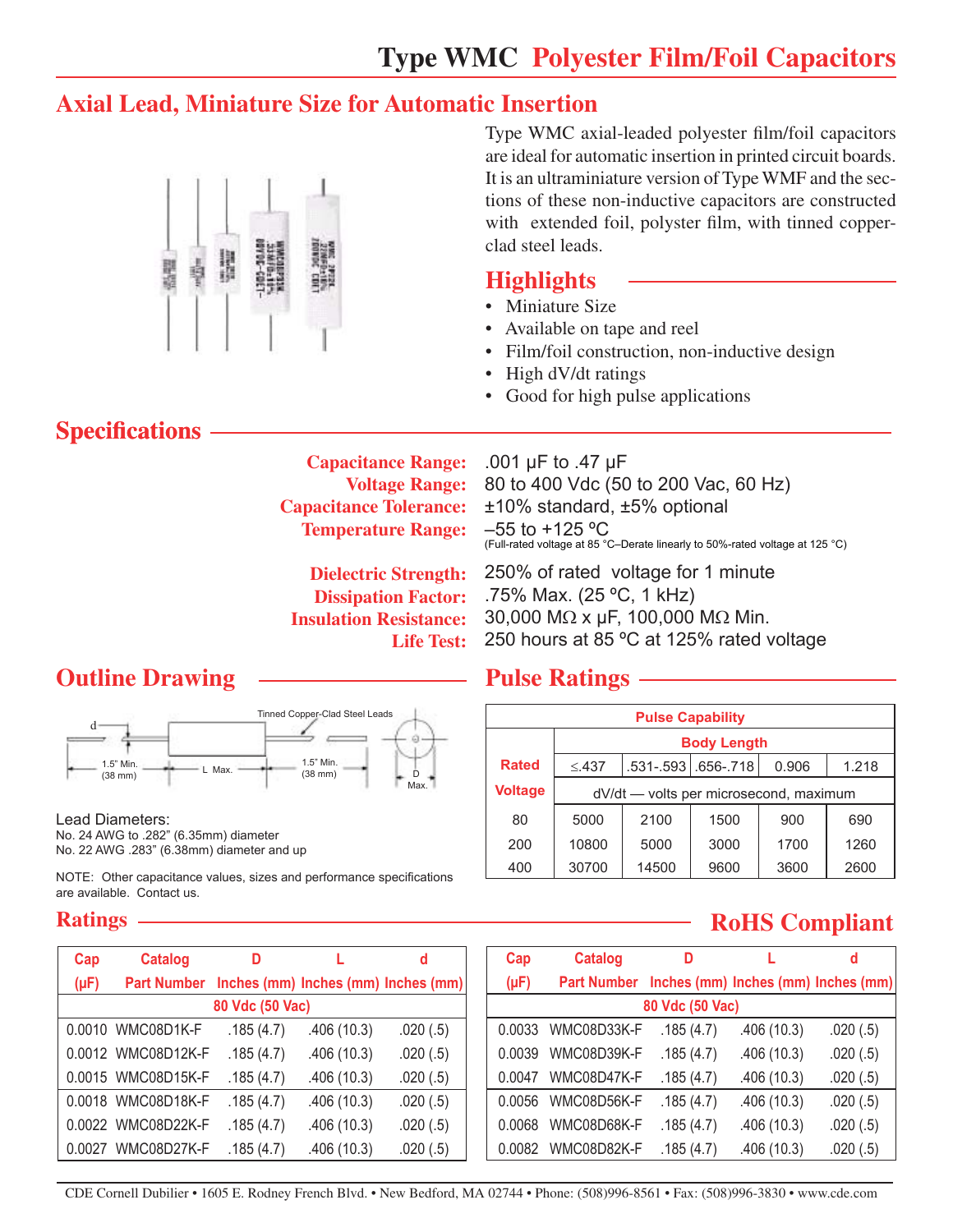# Type WMC Polyester Film/Foil Capacitors

## Axial Lead, Miniature Size for Automatic Insertion

Type WMC axial-leaded polyester film/foil capacitors are ideal for automatic insertion in printed circuit boards. It is an ultraminiature version of Type WMF and the sections of these non-inductive capacitors are constructed with extended foil, polyster film, with tinned copper-clad steel leads.

## Highlights

- Miniature Size
- Available on tape and reel
- Film/foil construction, non-inductive design
- High dV/dt ratings
- Good for high pulse applications

## Specifications

**Capacitance Range:** .001 µF to .47 µF

**Voltage Range:** 80 to 400 Vdc (50 to 200 Vac, 60 Hz)

**Capacitance Tolerance:** ±10% standard, ±5% optional

**Temperature Range:** –55 to +125 ºC
(Full-rated voltage at 85 °C–Derate linearly to 50%-rated voltage at 125 °C)

**Dielectric Strength:** 250% of rated voltage for 1 minute

**Dissipation Factor:** .75% Max. (25 ºC, 1 kHz)

**Insulation Resistance:** 30,000 MΩ x µF, 100,000 MΩ Min.

**Life Test:** 250 hours at 85 ºC at 125% rated voltage

## Outline Drawing

Tinned Copper-Clad Steel Leads

d; 1.5" Min. (38 mm); L Max.; 1.5" Min. (38 mm); D Max.

Lead Diameters:
No. 24 AWG to .282" (6.35mm) diameter
No. 22 AWG .283" (6.38mm) diameter and up

NOTE: Other capacitance values, sizes and performance specifications are available. Contact us.

## Pulse Ratings

| Rated Voltage | Pulse Capability | | | | |
|---|---|---|---|---|---|
| | Body Length | | | | |
| | ≤.437 | .531-.593 | .656-.718 | 0.906 | 1.218 |
| | dV/dt — volts per microsecond, maximum | | | | |
| 80 | 5000 | 2100 | 1500 | 900 | 690 |
| 200 | 10800 | 5000 | 3000 | 1700 | 1260 |
| 400 | 30700 | 14500 | 9600 | 3600 | 2600 |

## Ratings

## RoHS Compliant

| Cap (µF) | Catalog Part Number | D Inches (mm) | L Inches (mm) | d Inches (mm) |
|---|---|---|---|---|
| **80 Vdc (50 Vac)** | | | | |
| 0.0010 | WMC08D1K-F | .185 (4.7) | .406 (10.3) | .020 (.5) |
| 0.0012 | WMC08D12K-F | .185 (4.7) | .406 (10.3) | .020 (.5) |
| 0.0015 | WMC08D15K-F | .185 (4.7) | .406 (10.3) | .020 (.5) |
| 0.0018 | WMC08D18K-F | .185 (4.7) | .406 (10.3) | .020 (.5) |
| 0.0022 | WMC08D22K-F | .185 (4.7) | .406 (10.3) | .020 (.5) |
| 0.0027 | WMC08D27K-F | .185 (4.7) | .406 (10.3) | .020 (.5) |

| Cap (µF) | Catalog Part Number | D Inches (mm) | L Inches (mm) | d Inches (mm) |
|---|---|---|---|---|
| **80 Vdc (50 Vac)** | | | | |
| 0.0033 | WMC08D33K-F | .185 (4.7) | .406 (10.3) | .020 (.5) |
| 0.0039 | WMC08D39K-F | .185 (4.7) | .406 (10.3) | .020 (.5) |
| 0.0047 | WMC08D47K-F | .185 (4.7) | .406 (10.3) | .020 (.5) |
| 0.0056 | WMC08D56K-F | .185 (4.7) | .406 (10.3) | .020 (.5) |
| 0.0068 | WMC08D68K-F | .185 (4.7) | .406 (10.3) | .020 (.5) |
| 0.0082 | WMC08D82K-F | .185 (4.7) | .406 (10.3) | .020 (.5) |

CDE Cornell Dubilier • 1605 E. Rodney French Blvd. • New Bedford, MA 02744 • Phone: (508)996-8561 • Fax: (508)996-3830 • www.cde.com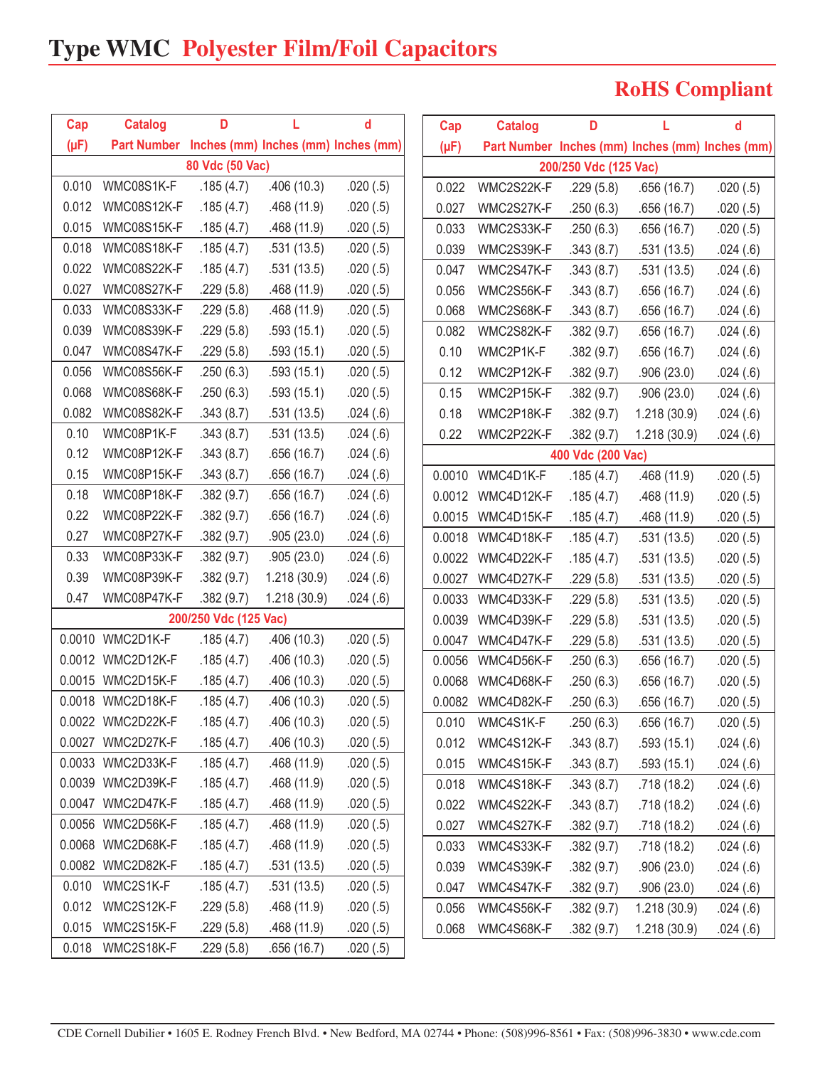# Type WMC Polyester Film/Foil Capacitors

## RoHS Compliant

| Cap (µF) | Catalog Part Number | D Inches (mm) | L Inches (mm) | d Inches (mm) |
|---|---|---|---|---|
| **80 Vdc (50 Vac)** | | | | |
| 0.010 | WMC08S1K-F | .185 (4.7) | .406 (10.3) | .020 (.5) |
| 0.012 | WMC08S12K-F | .185 (4.7) | .468 (11.9) | .020 (.5) |
| 0.015 | WMC08S15K-F | .185 (4.7) | .468 (11.9) | .020 (.5) |
| 0.018 | WMC08S18K-F | .185 (4.7) | .531 (13.5) | .020 (.5) |
| 0.022 | WMC08S22K-F | .185 (4.7) | .531 (13.5) | .020 (.5) |
| 0.027 | WMC08S27K-F | .229 (5.8) | .468 (11.9) | .020 (.5) |
| 0.033 | WMC08S33K-F | .229 (5.8) | .468 (11.9) | .020 (.5) |
| 0.039 | WMC08S39K-F | .229 (5.8) | .593 (15.1) | .020 (.5) |
| 0.047 | WMC08S47K-F | .229 (5.8) | .593 (15.1) | .020 (.5) |
| 0.056 | WMC08S56K-F | .250 (6.3) | .593 (15.1) | .020 (.5) |
| 0.068 | WMC08S68K-F | .250 (6.3) | .593 (15.1) | .020 (.5) |
| 0.082 | WMC08S82K-F | .343 (8.7) | .531 (13.5) | .024 (.6) |
| 0.10 | WMC08P1K-F | .343 (8.7) | .531 (13.5) | .024 (.6) |
| 0.12 | WMC08P12K-F | .343 (8.7) | .656 (16.7) | .024 (.6) |
| 0.15 | WMC08P15K-F | .343 (8.7) | .656 (16.7) | .024 (.6) |
| 0.18 | WMC08P18K-F | .382 (9.7) | .656 (16.7) | .024 (.6) |
| 0.22 | WMC08P22K-F | .382 (9.7) | .656 (16.7) | .024 (.6) |
| 0.27 | WMC08P27K-F | .382 (9.7) | .905 (23.0) | .024 (.6) |
| 0.33 | WMC08P33K-F | .382 (9.7) | .905 (23.0) | .024 (.6) |
| 0.39 | WMC08P39K-F | .382 (9.7) | 1.218 (30.9) | .024 (.6) |
| 0.47 | WMC08P47K-F | .382 (9.7) | 1.218 (30.9) | .024 (.6) |
| **200/250 Vdc (125 Vac)** | | | | |
| 0.0010 | WMC2D1K-F | .185 (4.7) | .406 (10.3) | .020 (.5) |
| 0.0012 | WMC2D12K-F | .185 (4.7) | .406 (10.3) | .020 (.5) |
| 0.0015 | WMC2D15K-F | .185 (4.7) | .406 (10.3) | .020 (.5) |
| 0.0018 | WMC2D18K-F | .185 (4.7) | .406 (10.3) | .020 (.5) |
| 0.0022 | WMC2D22K-F | .185 (4.7) | .406 (10.3) | .020 (.5) |
| 0.0027 | WMC2D27K-F | .185 (4.7) | .406 (10.3) | .020 (.5) |
| 0.0033 | WMC2D33K-F | .185 (4.7) | .468 (11.9) | .020 (.5) |
| 0.0039 | WMC2D39K-F | .185 (4.7) | .468 (11.9) | .020 (.5) |
| 0.0047 | WMC2D47K-F | .185 (4.7) | .468 (11.9) | .020 (.5) |
| 0.0056 | WMC2D56K-F | .185 (4.7) | .468 (11.9) | .020 (.5) |
| 0.0068 | WMC2D68K-F | .185 (4.7) | .468 (11.9) | .020 (.5) |
| 0.0082 | WMC2D82K-F | .185 (4.7) | .531 (13.5) | .020 (.5) |
| 0.010 | WMC2S1K-F | .185 (4.7) | .531 (13.5) | .020 (.5) |
| 0.012 | WMC2S12K-F | .229 (5.8) | .468 (11.9) | .020 (.5) |
| 0.015 | WMC2S15K-F | .229 (5.8) | .468 (11.9) | .020 (.5) |
| 0.018 | WMC2S18K-F | .229 (5.8) | .656 (16.7) | .020 (.5) |

| Cap (µF) | Catalog Part Number | D Inches (mm) | L Inches (mm) | d Inches (mm) |
|---|---|---|---|---|
| **200/250 Vdc (125 Vac)** | | | | |
| 0.022 | WMC2S22K-F | .229 (5.8) | .656 (16.7) | .020 (.5) |
| 0.027 | WMC2S27K-F | .250 (6.3) | .656 (16.7) | .020 (.5) |
| 0.033 | WMC2S33K-F | .250 (6.3) | .656 (16.7) | .020 (.5) |
| 0.039 | WMC2S39K-F | .343 (8.7) | .531 (13.5) | .024 (.6) |
| 0.047 | WMC2S47K-F | .343 (8.7) | .531 (13.5) | .024 (.6) |
| 0.056 | WMC2S56K-F | .343 (8.7) | .656 (16.7) | .024 (.6) |
| 0.068 | WMC2S68K-F | .343 (8.7) | .656 (16.7) | .024 (.6) |
| 0.082 | WMC2S82K-F | .382 (9.7) | .656 (16.7) | .024 (.6) |
| 0.10 | WMC2P1K-F | .382 (9.7) | .656 (16.7) | .024 (.6) |
| 0.12 | WMC2P12K-F | .382 (9.7) | .906 (23.0) | .024 (.6) |
| 0.15 | WMC2P15K-F | .382 (9.7) | .906 (23.0) | .024 (.6) |
| 0.18 | WMC2P18K-F | .382 (9.7) | 1.218 (30.9) | .024 (.6) |
| 0.22 | WMC2P22K-F | .382 (9.7) | 1.218 (30.9) | .024 (.6) |
| **400 Vdc (200 Vac)** | | | | |
| 0.0010 | WMC4D1K-F | .185 (4.7) | .468 (11.9) | .020 (.5) |
| 0.0012 | WMC4D12K-F | .185 (4.7) | .468 (11.9) | .020 (.5) |
| 0.0015 | WMC4D15K-F | .185 (4.7) | .468 (11.9) | .020 (.5) |
| 0.0018 | WMC4D18K-F | .185 (4.7) | .531 (13.5) | .020 (.5) |
| 0.0022 | WMC4D22K-F | .185 (4.7) | .531 (13.5) | .020 (.5) |
| 0.0027 | WMC4D27K-F | .229 (5.8) | .531 (13.5) | .020 (.5) |
| 0.0033 | WMC4D33K-F | .229 (5.8) | .531 (13.5) | .020 (.5) |
| 0.0039 | WMC4D39K-F | .229 (5.8) | .531 (13.5) | .020 (.5) |
| 0.0047 | WMC4D47K-F | .229 (5.8) | .531 (13.5) | .020 (.5) |
| 0.0056 | WMC4D56K-F | .250 (6.3) | .656 (16.7) | .020 (.5) |
| 0.0068 | WMC4D68K-F | .250 (6.3) | .656 (16.7) | .020 (.5) |
| 0.0082 | WMC4D82K-F | .250 (6.3) | .656 (16.7) | .020 (.5) |
| 0.010 | WMC4S1K-F | .250 (6.3) | .656 (16.7) | .020 (.5) |
| 0.012 | WMC4S12K-F | .343 (8.7) | .593 (15.1) | .024 (.6) |
| 0.015 | WMC4S15K-F | .343 (8.7) | .593 (15.1) | .024 (.6) |
| 0.018 | WMC4S18K-F | .343 (8.7) | .718 (18.2) | .024 (.6) |
| 0.022 | WMC4S22K-F | .343 (8.7) | .718 (18.2) | .024 (.6) |
| 0.027 | WMC4S27K-F | .382 (9.7) | .718 (18.2) | .024 (.6) |
| 0.033 | WMC4S33K-F | .382 (9.7) | .718 (18.2) | .024 (.6) |
| 0.039 | WMC4S39K-F | .382 (9.7) | .906 (23.0) | .024 (.6) |
| 0.047 | WMC4S47K-F | .382 (9.7) | .906 (23.0) | .024 (.6) |
| 0.056 | WMC4S56K-F | .382 (9.7) | 1.218 (30.9) | .024 (.6) |
| 0.068 | WMC4S68K-F | .382 (9.7) | 1.218 (30.9) | .024 (.6) |

CDE Cornell Dubilier • 1605 E. Rodney French Blvd. • New Bedford, MA 02744 • Phone: (508)996-8561 • Fax: (508)996-3830 • www.cde.com